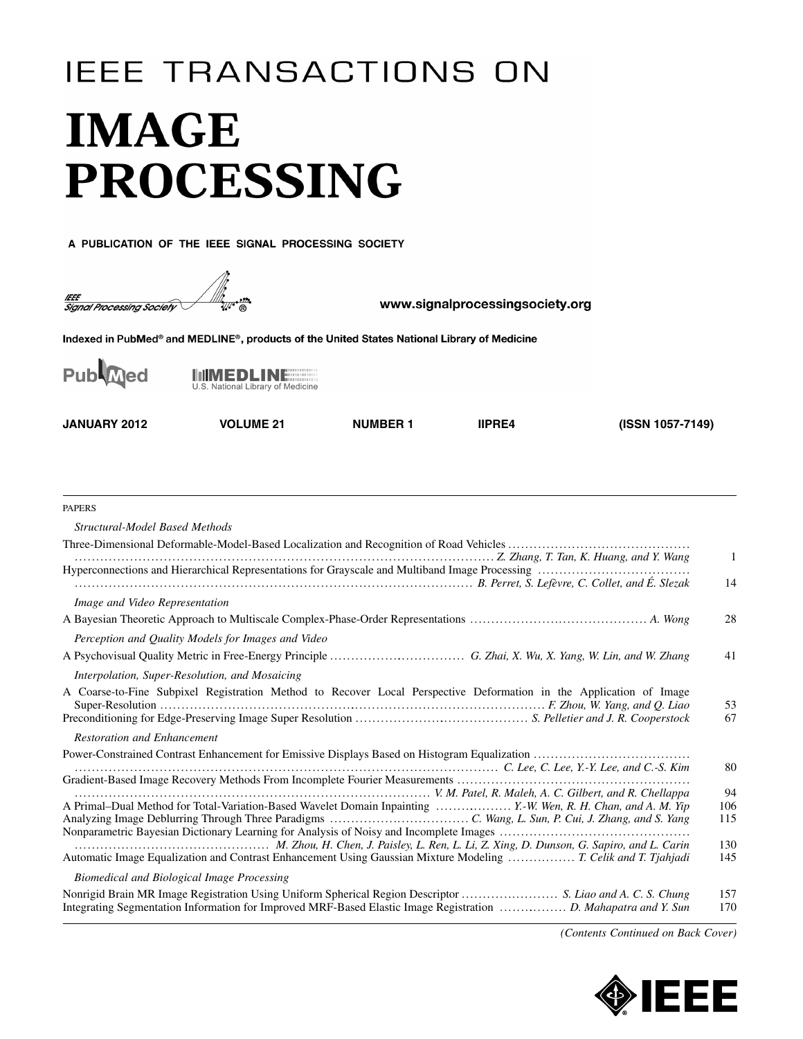# IEEE TRANSACTIONS ON

# IMAGE PROCESSING

A PUBLICATION OF THE IEEE SIGNAL PROCESSING SOCIETY

IEEE Signal Processing Society

www.signalprocessingsociety.org

Indexed in PubMed® and MEDLINE®, products of the United States National Library of Medicine

PubMed MEDLINE U.S. National Library of Medicine

**JANUARY 2012 VOLUME 21 NUMBER 1 IIPRE4 (ISSN 1057-7149)**

PAPERS

*Structural-Model Based Methods*

Three-Dimensional Deformable-Model-Based Localization and Recognition of Road Vehicles ........................................ *Z. Zhang, T. Tan, K. Huang, and Y. Wang* 1

Hyperconnections and Hierarchical Representations for Grayscale and Multiband Image Processing ........................................ *B. Perret, S. Lefèvre, C. Collet, and É. Slezak* 14

*Image and Video Representation*

A Bayesian Theoretic Approach to Multiscale Complex-Phase-Order Representations ........................................ *A. Wong* 28

*Perception and Quality Models for Images and Video*

A Psychovisual Quality Metric in Free-Energy Principle ........................................ *G. Zhai, X. Wu, X. Yang, W. Lin, and W. Zhang* 41

*Interpolation, Super-Resolution, and Mosaicing*

A Coarse-to-Fine Subpixel Registration Method to Recover Local Perspective Deformation in the Application of Image Super-Resolution ........................................ *F. Zhou, W. Yang, and Q. Liao* 53

Preconditioning for Edge-Preserving Image Super Resolution ........................................ *S. Pelletier and J. R. Cooperstock* 67

*Restoration and Enhancement*

Power-Constrained Contrast Enhancement for Emissive Displays Based on Histogram Equalization ........................................ *C. Lee, C. Lee, Y.-Y. Lee, and C.-S. Kim* 80

Gradient-Based Image Recovery Methods From Incomplete Fourier Measurements ........................................ *V. M. Patel, R. Maleh, A. C. Gilbert, and R. Chellappa* 94

A Primal–Dual Method for Total-Variation-Based Wavelet Domain Inpainting ........................................ *Y.-W. Wen, R. H. Chan, and A. M. Yip* 106

Analyzing Image Deblurring Through Three Paradigms ........................................ *C. Wang, L. Sun, P. Cui, J. Zhang, and S. Yang* 115

Nonparametric Bayesian Dictionary Learning for Analysis of Noisy and Incomplete Images ........................................ *M. Zhou, H. Chen, J. Paisley, L. Ren, L. Li, Z. Xing, D. Dunson, G. Sapiro, and L. Carin* 130

Automatic Image Equalization and Contrast Enhancement Using Gaussian Mixture Modeling ........................................ *T. Celik and T. Tjahjadi* 145

*Biomedical and Biological Image Processing*

Nonrigid Brain MR Image Registration Using Uniform Spherical Region Descriptor ........................................ *S. Liao and A. C. S. Chung* 157

Integrating Segmentation Information for Improved MRF-Based Elastic Image Registration ........................................ *D. Mahapatra and Y. Sun* 170

*(Contents Continued on Back Cover)*

IEEE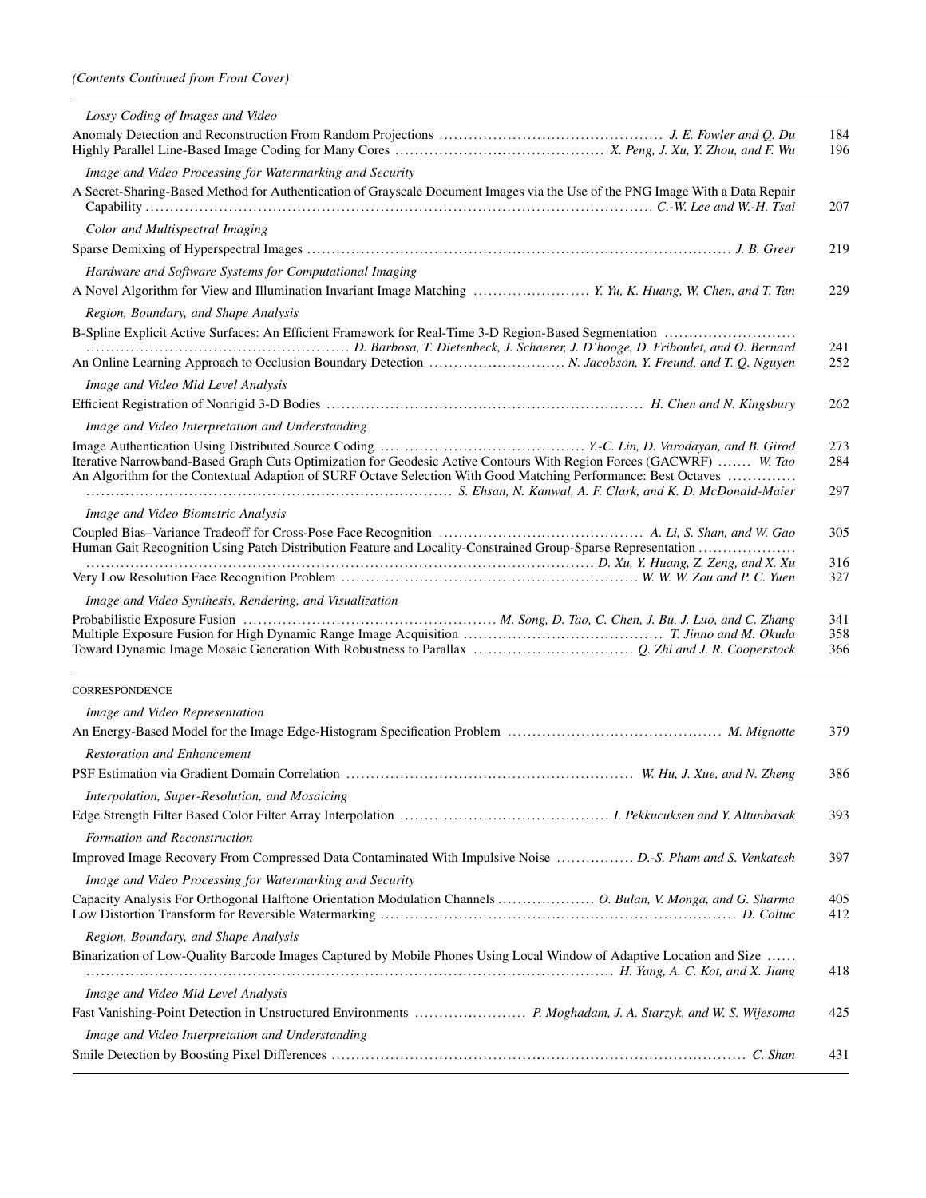*(Contents Continued from Front Cover)*

*Lossy Coding of Images and Video*

Anomaly Detection and Reconstruction From Random Projections ........ *J. E. Fowler and Q. Du* 184

Highly Parallel Line-Based Image Coding for Many Cores ........ *X. Peng, J. Xu, Y. Zhou, and F. Wu* 196

*Image and Video Processing for Watermarking and Security*

A Secret-Sharing-Based Method for Authentication of Grayscale Document Images via the Use of the PNG Image With a Data Repair Capability ........ *C.-W. Lee and W.-H. Tsai* 207

*Color and Multispectral Imaging*

Sparse Demixing of Hyperspectral Images ........ *J. B. Greer* 219

*Hardware and Software Systems for Computational Imaging*

A Novel Algorithm for View and Illumination Invariant Image Matching ........ *Y. Yu, K. Huang, W. Chen, and T. Tan* 229

*Region, Boundary, and Shape Analysis*

B-Spline Explicit Active Surfaces: An Efficient Framework for Real-Time 3-D Region-Based Segmentation ........ *D. Barbosa, T. Dietenbeck, J. Schaerer, J. D'hooge, D. Friboulet, and O. Bernard* 241

An Online Learning Approach to Occlusion Boundary Detection ........ *N. Jacobson, Y. Freund, and T. Q. Nguyen* 252

*Image and Video Mid Level Analysis*

Efficient Registration of Nonrigid 3-D Bodies ........ *H. Chen and N. Kingsbury* 262

*Image and Video Interpretation and Understanding*

Image Authentication Using Distributed Source Coding ........ *Y.-C. Lin, D. Varodayan, and B. Girod* 273

Iterative Narrowband-Based Graph Cuts Optimization for Geodesic Active Contours With Region Forces (GACWRF) ........ *W. Tao* 284

An Algorithm for the Contextual Adaption of SURF Octave Selection With Good Matching Performance: Best Octaves ........ *S. Ehsan, N. Kanwal, A. F. Clark, and K. D. McDonald-Maier* 297

*Image and Video Biometric Analysis*

Coupled Bias–Variance Tradeoff for Cross-Pose Face Recognition ........ *A. Li, S. Shan, and W. Gao* 305

Human Gait Recognition Using Patch Distribution Feature and Locality-Constrained Group-Sparse Representation ........ *D. Xu, Y. Huang, Z. Zeng, and X. Xu* 316

Very Low Resolution Face Recognition Problem ........ *W. W. W. Zou and P. C. Yuen* 327

*Image and Video Synthesis, Rendering, and Visualization*

Probabilistic Exposure Fusion ........ *M. Song, D. Tao, C. Chen, J. Bu, J. Luo, and C. Zhang* 341

Multiple Exposure Fusion for High Dynamic Range Image Acquisition ........ *T. Jinno and M. Okuda* 358

Toward Dynamic Image Mosaic Generation With Robustness to Parallax ........ *Q. Zhi and J. R. Cooperstock* 366

CORRESPONDENCE

*Image and Video Representation*

An Energy-Based Model for the Image Edge-Histogram Specification Problem ........ *M. Mignotte* 379

*Restoration and Enhancement*

PSF Estimation via Gradient Domain Correlation ........ *W. Hu, J. Xue, and N. Zheng* 386

*Interpolation, Super-Resolution, and Mosaicing*

Edge Strength Filter Based Color Filter Array Interpolation ........ *I. Pekkucuksen and Y. Altunbasak* 393

*Formation and Reconstruction*

Improved Image Recovery From Compressed Data Contaminated With Impulsive Noise ........ *D.-S. Pham and S. Venkatesh* 397

*Image and Video Processing for Watermarking and Security*

Capacity Analysis For Orthogonal Halftone Orientation Modulation Channels ........ *O. Bulan, V. Monga, and G. Sharma* 405

Low Distortion Transform for Reversible Watermarking ........ *D. Coltuc* 412

*Region, Boundary, and Shape Analysis*

Binarization of Low-Quality Barcode Images Captured by Mobile Phones Using Local Window of Adaptive Location and Size ........ *H. Yang, A. C. Kot, and X. Jiang* 418

*Image and Video Mid Level Analysis*

Fast Vanishing-Point Detection in Unstructured Environments ........ *P. Moghadam, J. A. Starzyk, and W. S. Wijesoma* 425

*Image and Video Interpretation and Understanding*

Smile Detection by Boosting Pixel Differences ........ *C. Shan* 431